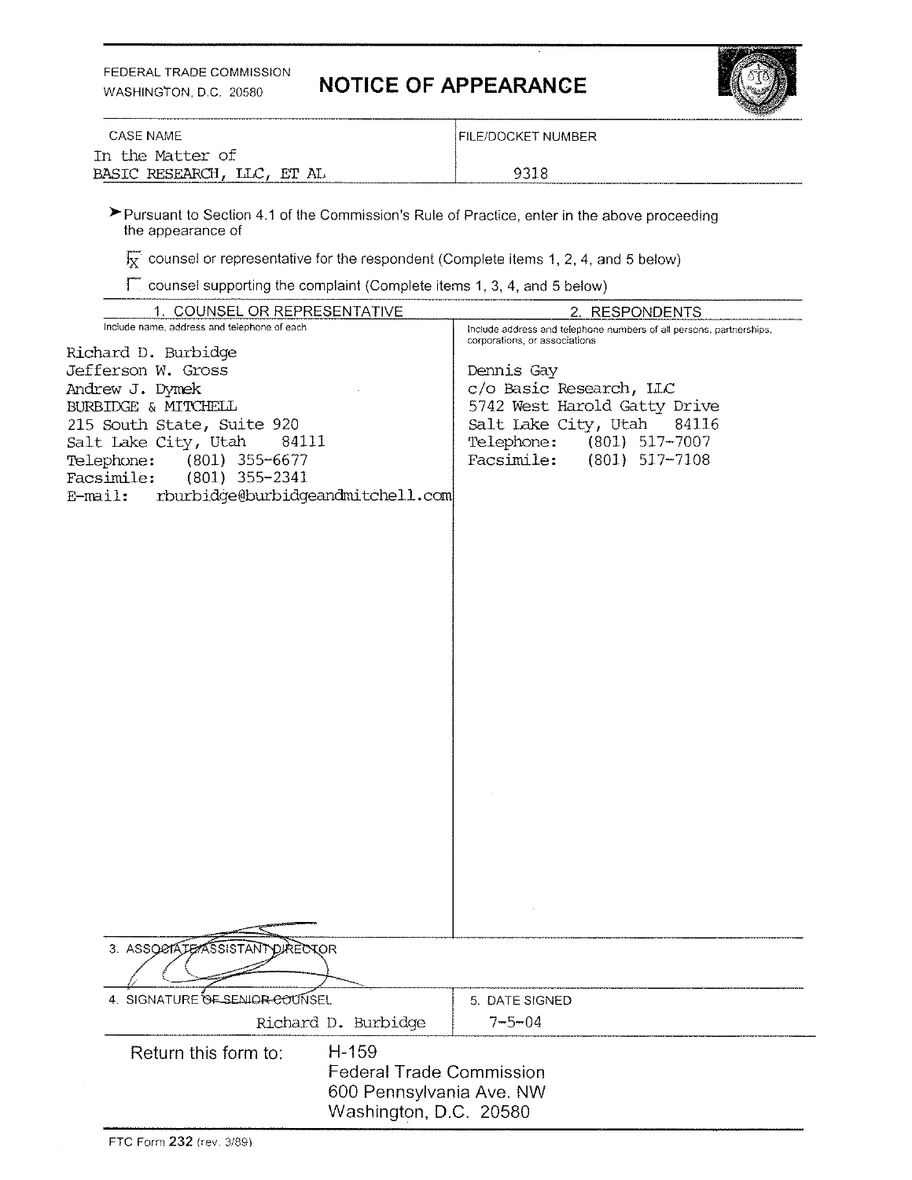FEDERAL TRADE COMMISSION
WASHINGTON, D.C. 20580

# NOTICE OF APPEARANCE

| CASE NAME | FILE/DOCKET NUMBER |
|---|---|
| In the Matter of BASIC RESEARCH, LLC, ET AL | 9318 |

➤ Pursuant to Section 4.1 of the Commission's Rule of Practice, enter in the above proceeding the appearance of

☒ counsel or representative for the respondent (Complete items 1, 2, 4, and 5 below)

☐ counsel supporting the complaint (Complete items 1, 3, 4, and 5 below)

| 1. COUNSEL OR REPRESENTATIVE<br>Include name, address and telephone of each | 2. RESPONDENTS<br>Include address and telephone numbers of all persons, partnerships, corporations, or associations |
|---|---|
| Richard D. Burbidge<br>Jefferson W. Gross<br>Andrew J. Dymek<br>BURBIDGE & MITCHELL<br>215 South State, Suite 920<br>Salt Lake City, Utah 84111<br>Telephone: (801) 355-6677<br>Facsimile: (801) 355-2341<br>E-mail: rburbidge@burbidgeandmitchell.com | Dennis Gay<br>c/o Basic Research, LLC<br>5742 West Harold Gatty Drive<br>Salt Lake City, Utah 84116<br>Telephone: (801) 517-7007<br>Facsimile: (801) 517-7108 |

3. ASSOCIATE/ASSISTANT DIRECTOR

| 4. SIGNATURE ~~OF SENIOR COUNSEL~~ | 5. DATE SIGNED |
|---|---|
| Richard D. Burbidge | 7-5-04 |

Return this form to: H-159
Federal Trade Commission
600 Pennsylvania Ave. NW
Washington, D.C. 20580

FTC Form 232 (rev. 3/89)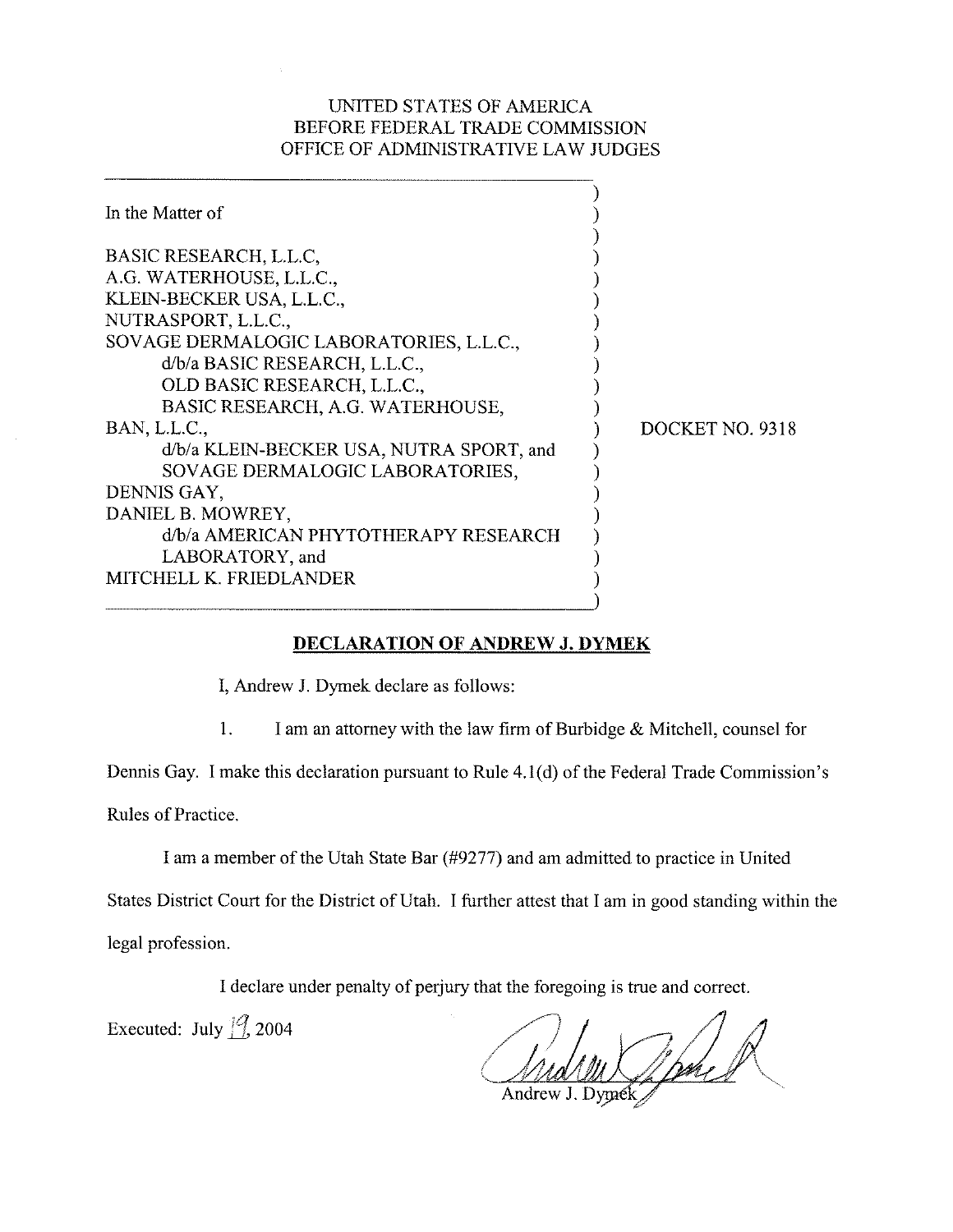UNITED STATES OF AMERICA
BEFORE FEDERAL TRADE COMMISSION
OFFICE OF ADMINISTRATIVE LAW JUDGES

| | |
|---|---|
| In the Matter of<br><br>BASIC RESEARCH, L.L.C,<br>A.G. WATERHOUSE, L.L.C.,<br>KLEIN-BECKER USA, L.L.C.,<br>NUTRASPORT, L.L.C.,<br>SOVAGE DERMALOGIC LABORATORIES, L.L.C.,<br>d/b/a BASIC RESEARCH, L.L.C.,<br>OLD BASIC RESEARCH, L.L.C.,<br>BASIC RESEARCH, A.G. WATERHOUSE,<br>BAN, L.L.C.,<br>d/b/a KLEIN-BECKER USA, NUTRA SPORT, and<br>SOVAGE DERMALOGIC LABORATORIES,<br>DENNIS GAY,<br>DANIEL B. MOWREY,<br>d/b/a AMERICAN PHYTOTHERAPY RESEARCH<br>LABORATORY, and<br>MITCHELL K. FRIEDLANDER | DOCKET NO. 9318 |

**DECLARATION OF ANDREW J. DYMEK**

I, Andrew J. Dymek declare as follows:

1. I am an attorney with the law firm of Burbidge & Mitchell, counsel for Dennis Gay. I make this declaration pursuant to Rule 4.1(d) of the Federal Trade Commission's Rules of Practice.

I am a member of the Utah State Bar (#9277) and am admitted to practice in United States District Court for the District of Utah. I further attest that I am in good standing within the legal profession.

I declare under penalty of perjury that the foregoing is true and correct.

Executed: July 19, 2004

Andrew J. Dymek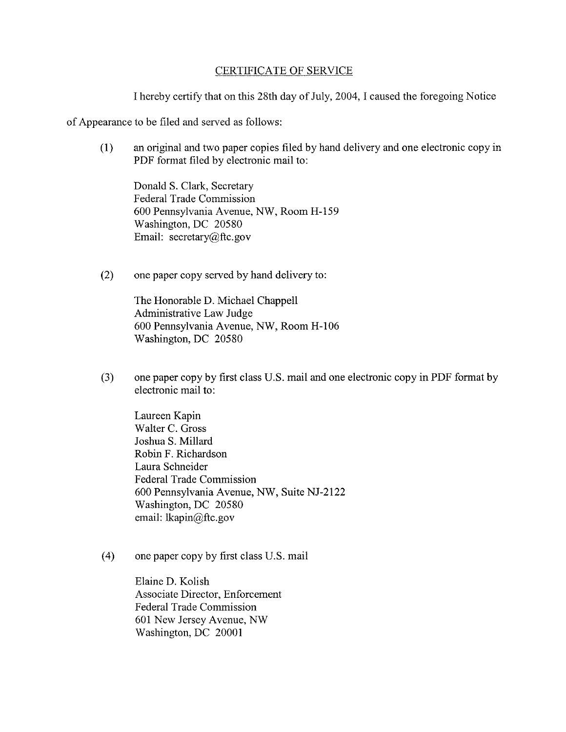## CERTIFICATE OF SERVICE

I hereby certify that on this 28th day of July, 2004, I caused the foregoing Notice of Appearance to be filed and served as follows:

(1) an original and two paper copies filed by hand delivery and one electronic copy in PDF format filed by electronic mail to:

Donald S. Clark, Secretary
Federal Trade Commission
600 Pennsylvania Avenue, NW, Room H-159
Washington, DC 20580
Email: secretary@ftc.gov

(2) one paper copy served by hand delivery to:

The Honorable D. Michael Chappell
Administrative Law Judge
600 Pennsylvania Avenue, NW, Room H-106
Washington, DC 20580

(3) one paper copy by first class U.S. mail and one electronic copy in PDF format by electronic mail to:

Laureen Kapin
Walter C. Gross
Joshua S. Millard
Robin F. Richardson
Laura Schneider
Federal Trade Commission
600 Pennsylvania Avenue, NW, Suite NJ-2122
Washington, DC 20580
email: lkapin@ftc.gov

(4) one paper copy by first class U.S. mail

Elaine D. Kolish
Associate Director, Enforcement
Federal Trade Commission
601 New Jersey Avenue, NW
Washington, DC 20001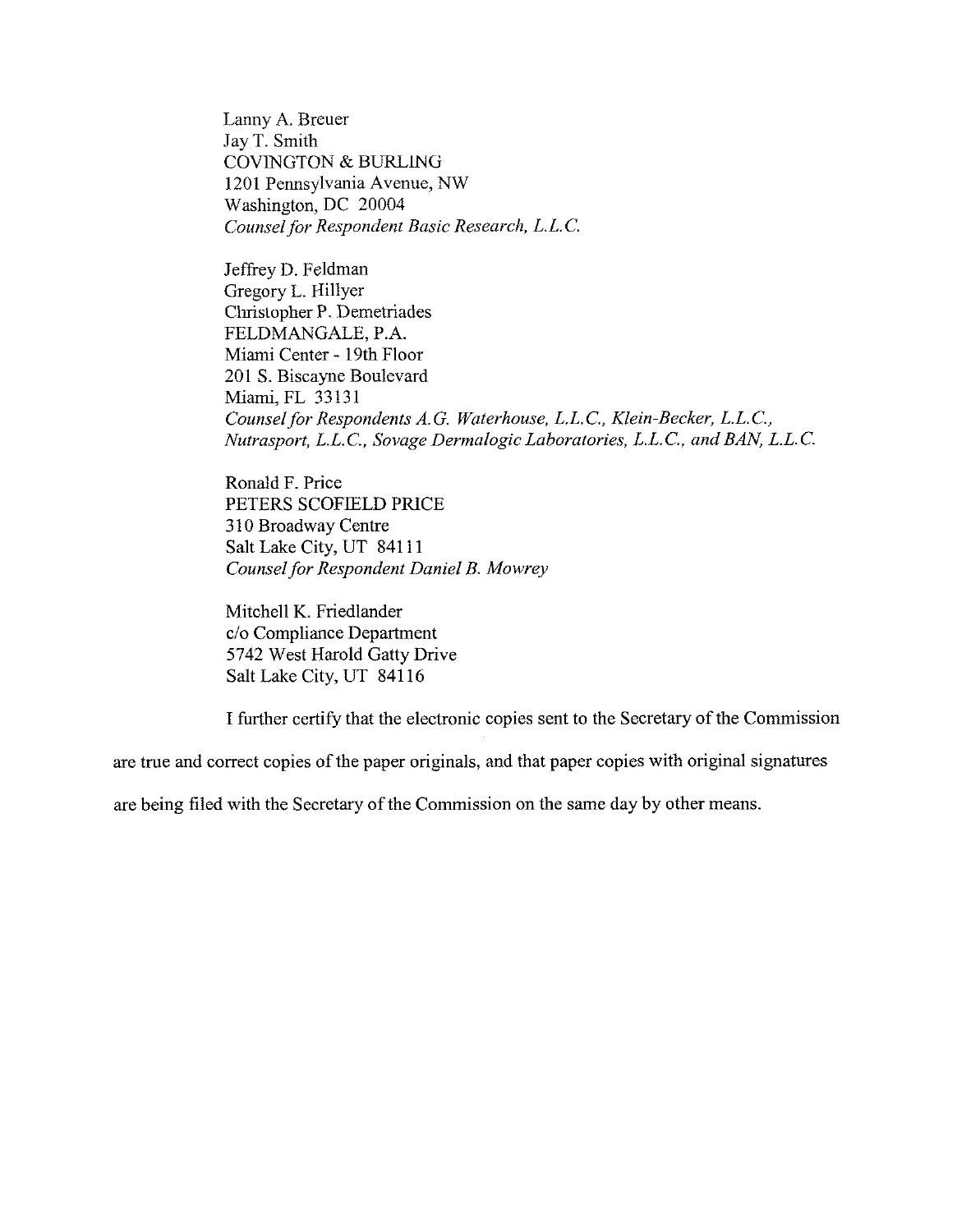Lanny A. Breuer  
Jay T. Smith  
COVINGTON & BURLING  
1201 Pennsylvania Avenue, NW  
Washington, DC 20004  
*Counsel for Respondent Basic Research, L.L.C.*

Jeffrey D. Feldman  
Gregory L. Hillyer  
Christopher P. Demetriades  
FELDMANGALE, P.A.  
Miami Center - 19th Floor  
201 S. Biscayne Boulevard  
Miami, FL 33131  
*Counsel for Respondents A.G. Waterhouse, L.L.C., Klein-Becker, L.L.C., Nutrasport, L.L.C., Sovage Dermalogic Laboratories, L.L.C., and BAN, L.L.C.*

Ronald F. Price  
PETERS SCOFIELD PRICE  
310 Broadway Centre  
Salt Lake City, UT 84111  
*Counsel for Respondent Daniel B. Mowrey*

Mitchell K. Friedlander  
c/o Compliance Department  
5742 West Harold Gatty Drive  
Salt Lake City, UT 84116

I further certify that the electronic copies sent to the Secretary of the Commission are true and correct copies of the paper originals, and that paper copies with original signatures are being filed with the Secretary of the Commission on the same day by other means.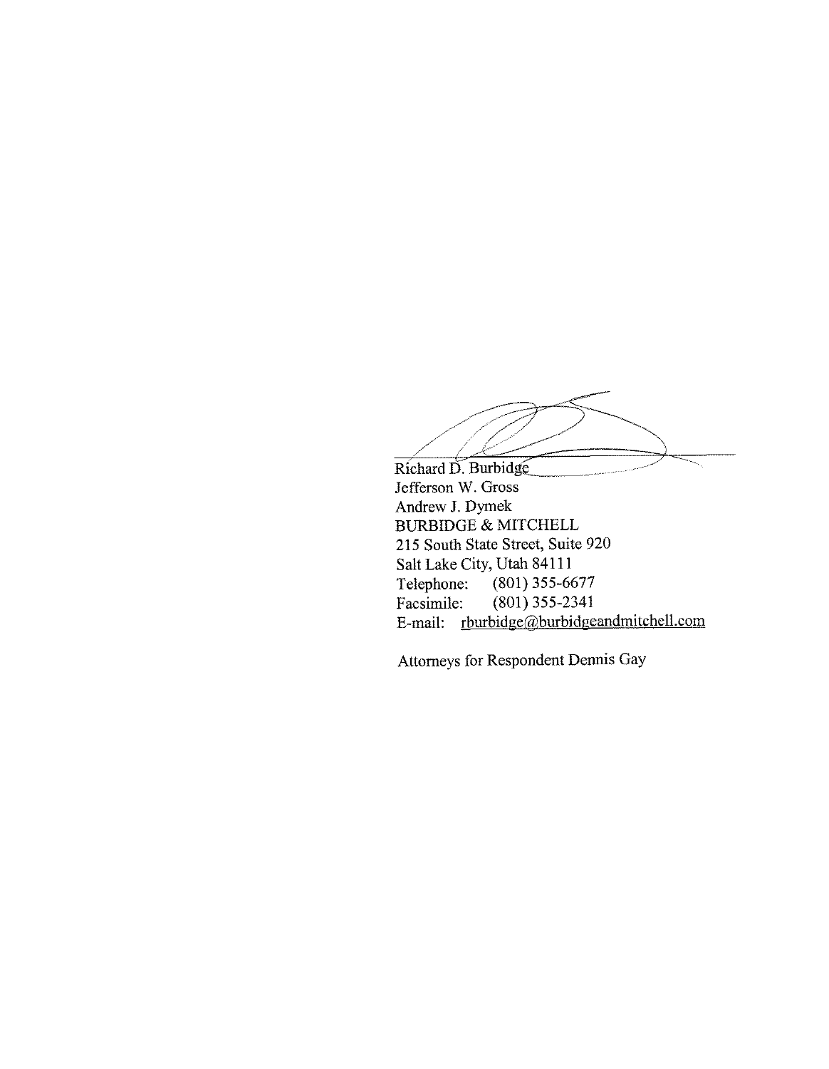Richard D. Burbidge
Jefferson W. Gross
Andrew J. Dymek
BURBIDGE & MITCHELL
215 South State Street, Suite 920
Salt Lake City, Utah 84111
Telephone: (801) 355-6677
Facsimile: (801) 355-2341
E-mail: rburbidge@burbidgeandmitchell.com

Attorneys for Respondent Dennis Gay